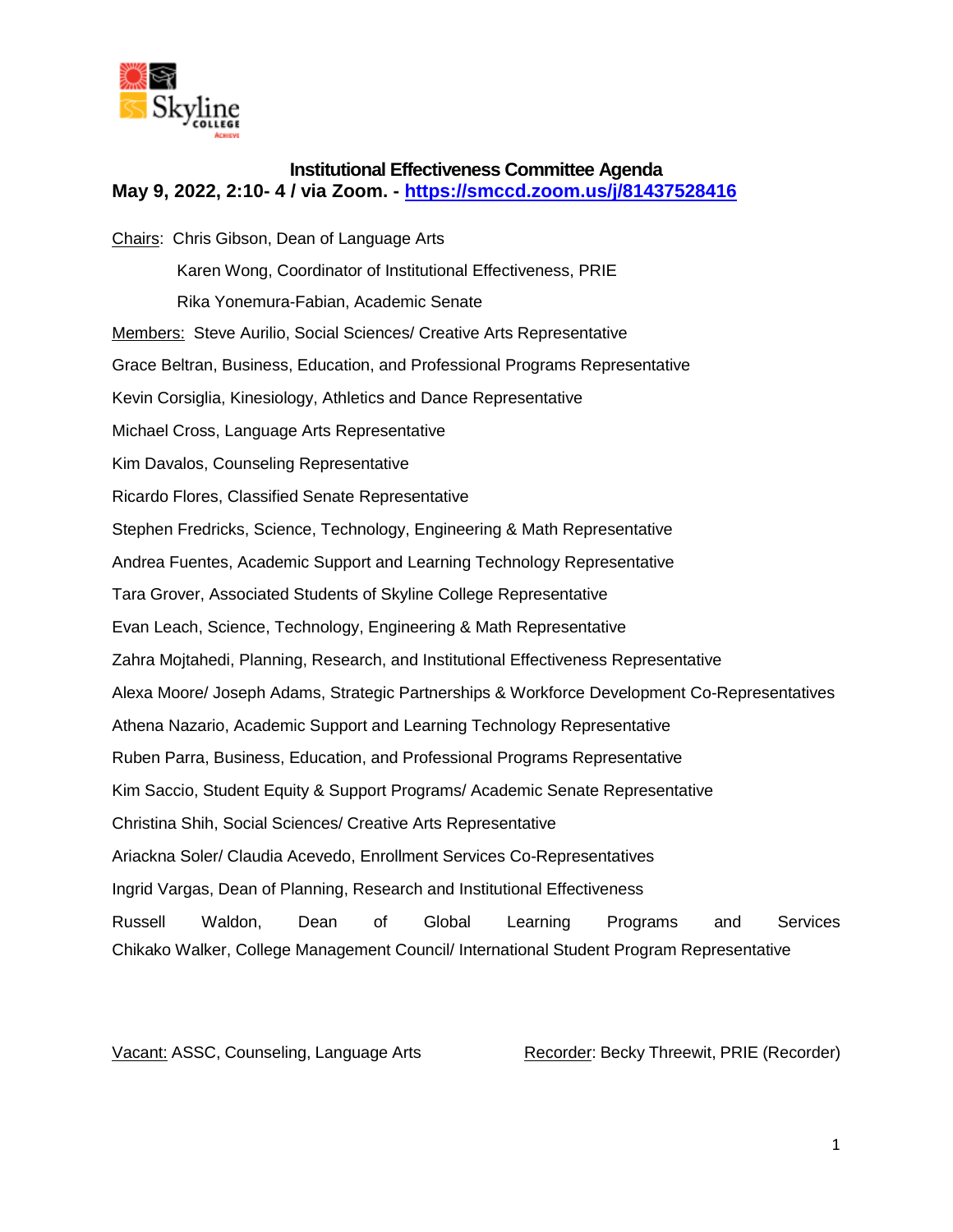**Institutional Effectiveness Committee Agenda**

**May 9, 2022, 2:10- 4 / via Zoom. - [https://smccd.zoom.us/j/81437528416](https://smccd.zoom.us/j/81437528416)**

Chairs: Chris Gibson, Dean of Language Arts

Karen Wong, Coordinator of Institutional Effectiveness, PRIE

Rika Yonemura-Fabian, Academic Senate

Members: Steve Aurilio, Social Sciences/ Creative Arts Representative

Grace Beltran, Business, Education, and Professional Programs Representative

Kevin Corsiglia, Kinesiology, Athletics and Dance Representative

Michael Cross, Language Arts Representative

Kim Davalos, Counseling Representative

Ricardo Flores, Classified Senate Representative

Stephen Fredricks, Science, Technology, Engineering & Math Representative

Andrea Fuentes, Academic Support and Learning Technology Representative

Tara Grover, Associated Students of Skyline College Representative

Evan Leach, Science, Technology, Engineering & Math Representative

Zahra Mojtahedi, Planning, Research, and Institutional Effectiveness Representative

Alexa Moore/ Joseph Adams, Strategic Partnerships & Workforce Development Co-Representatives

Athena Nazario, Academic Support and Learning Technology Representative

Ruben Parra, Business, Education, and Professional Programs Representative

Kim Saccio, Student Equity & Support Programs/ Academic Senate Representative

Christina Shih, Social Sciences/ Creative Arts Representative

Ariackna Soler/ Claudia Acevedo, Enrollment Services Co-Representatives

Ingrid Vargas, Dean of Planning, Research and Institutional Effectiveness

Russell Waldon, Dean of Global Learning Programs and Services

Chikako Walker, College Management Council/ International Student Program Representative

Vacant: ASSC, Counseling, Language Arts

Recorder: Becky Threewit, PRIE (Recorder)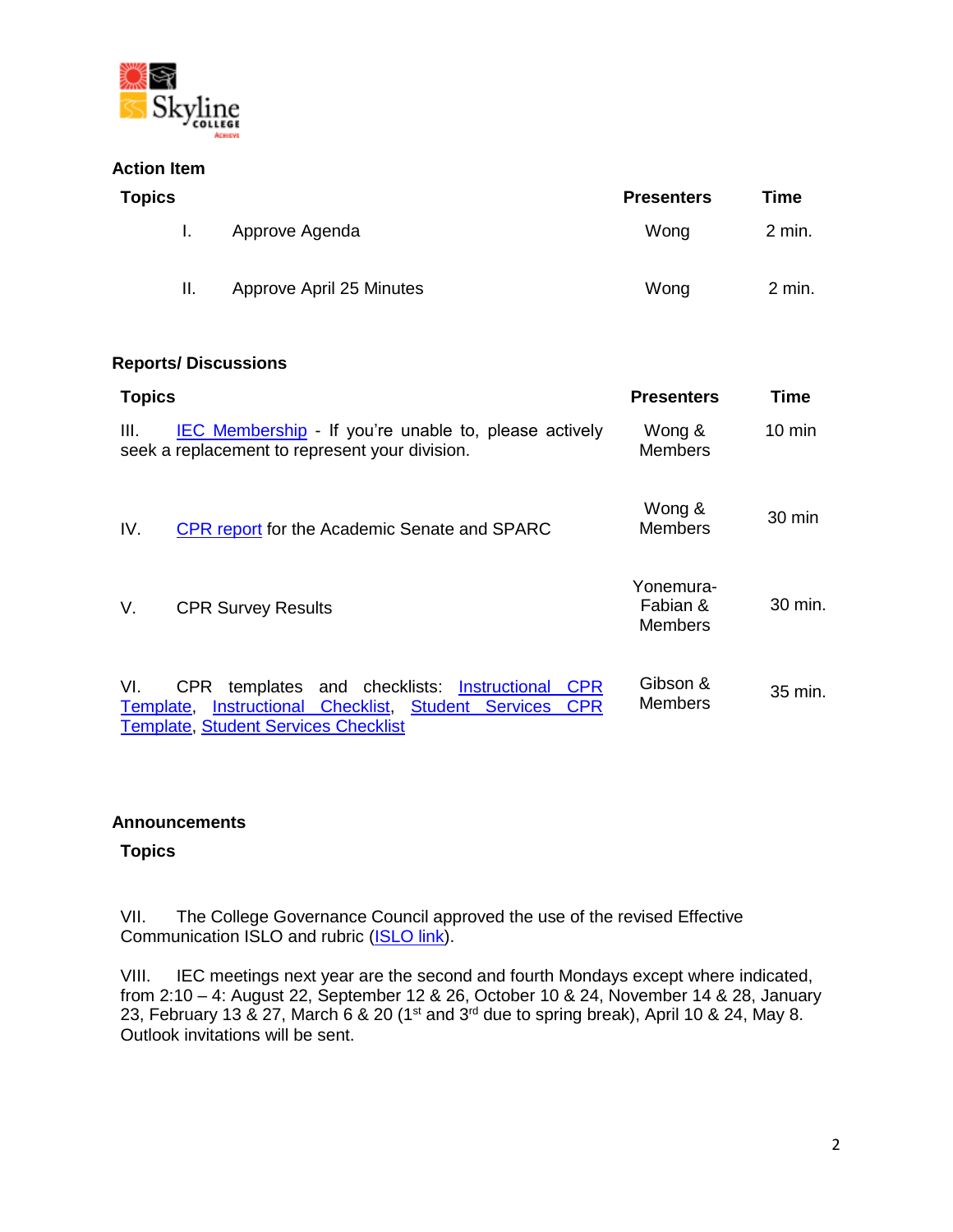Skyline College

## Action Item

| Topics | Presenters | Time |
|---|---|---|
| I. Approve Agenda | Wong | 2 min. |
| II. Approve April 25 Minutes | Wong | 2 min. |

## Reports/ Discussions

| Topics | Presenters | Time |
|---|---|---|
| III. IEC Membership - If you're unable to, please actively seek a replacement to represent your division. | Wong & Members | 10 min |
| IV. CPR report for the Academic Senate and SPARC | Wong & Members | 30 min |
| V. CPR Survey Results | Yonemura-Fabian & Members | 30 min. |
| VI. CPR templates and checklists: Instructional CPR Template, Instructional Checklist, Student Services CPR Template, Student Services Checklist | Gibson & Members | 35 min. |

## Announcements

**Topics**

VII. The College Governance Council approved the use of the revised Effective Communication ISLO and rubric (ISLO link).

VIII. IEC meetings next year are the second and fourth Mondays except where indicated, from 2:10 – 4: August 22, September 12 & 26, October 10 & 24, November 14 & 28, January 23, February 13 & 27, March 6 & 20 (1st and 3rd due to spring break), April 10 & 24, May 8. Outlook invitations will be sent.